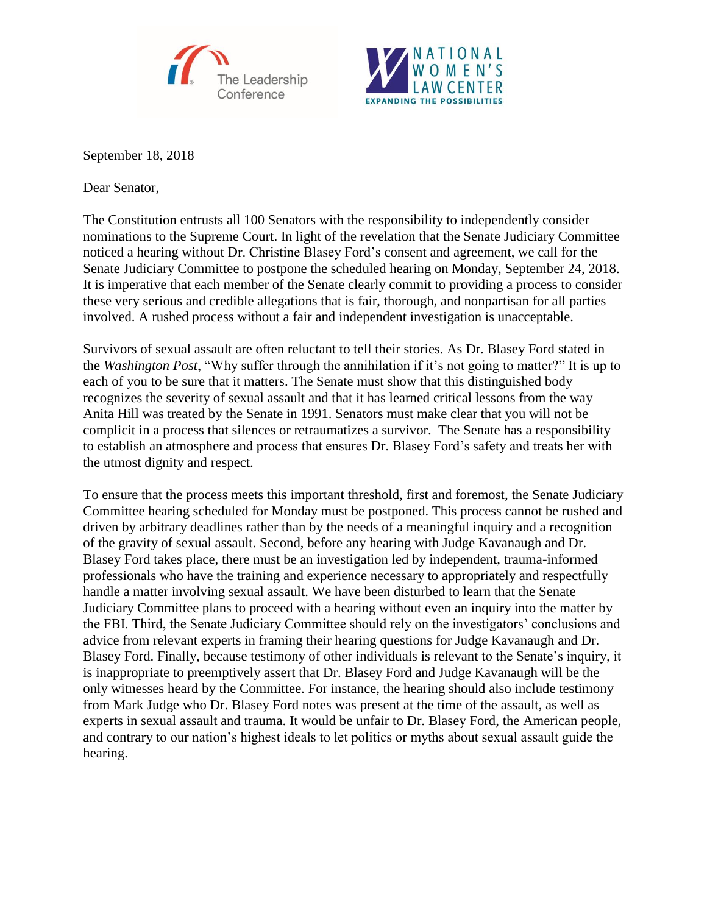The Leadership Conference

NATIONAL WOMEN'S LAW CENTER
EXPANDING THE POSSIBILITIES

September 18, 2018

Dear Senator,

The Constitution entrusts all 100 Senators with the responsibility to independently consider nominations to the Supreme Court. In light of the revelation that the Senate Judiciary Committee noticed a hearing without Dr. Christine Blasey Ford's consent and agreement, we call for the Senate Judiciary Committee to postpone the scheduled hearing on Monday, September 24, 2018. It is imperative that each member of the Senate clearly commit to providing a process to consider these very serious and credible allegations that is fair, thorough, and nonpartisan for all parties involved. A rushed process without a fair and independent investigation is unacceptable.

Survivors of sexual assault are often reluctant to tell their stories. As Dr. Blasey Ford stated in the *Washington Post*, "Why suffer through the annihilation if it's not going to matter?" It is up to each of you to be sure that it matters. The Senate must show that this distinguished body recognizes the severity of sexual assault and that it has learned critical lessons from the way Anita Hill was treated by the Senate in 1991. Senators must make clear that you will not be complicit in a process that silences or retraumatizes a survivor. The Senate has a responsibility to establish an atmosphere and process that ensures Dr. Blasey Ford's safety and treats her with the utmost dignity and respect.

To ensure that the process meets this important threshold, first and foremost, the Senate Judiciary Committee hearing scheduled for Monday must be postponed. This process cannot be rushed and driven by arbitrary deadlines rather than by the needs of a meaningful inquiry and a recognition of the gravity of sexual assault. Second, before any hearing with Judge Kavanaugh and Dr. Blasey Ford takes place, there must be an investigation led by independent, trauma-informed professionals who have the training and experience necessary to appropriately and respectfully handle a matter involving sexual assault. We have been disturbed to learn that the Senate Judiciary Committee plans to proceed with a hearing without even an inquiry into the matter by the FBI. Third, the Senate Judiciary Committee should rely on the investigators' conclusions and advice from relevant experts in framing their hearing questions for Judge Kavanaugh and Dr. Blasey Ford. Finally, because testimony of other individuals is relevant to the Senate's inquiry, it is inappropriate to preemptively assert that Dr. Blasey Ford and Judge Kavanaugh will be the only witnesses heard by the Committee. For instance, the hearing should also include testimony from Mark Judge who Dr. Blasey Ford notes was present at the time of the assault, as well as experts in sexual assault and trauma. It would be unfair to Dr. Blasey Ford, the American people, and contrary to our nation's highest ideals to let politics or myths about sexual assault guide the hearing.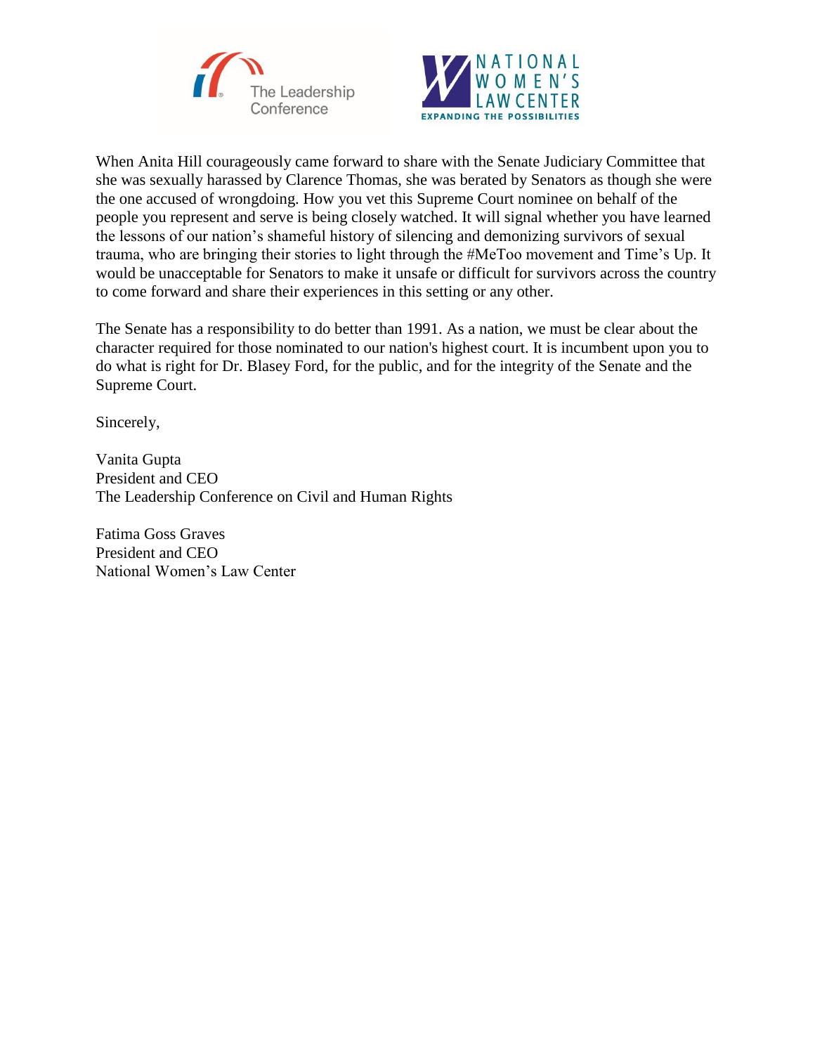When Anita Hill courageously came forward to share with the Senate Judiciary Committee that she was sexually harassed by Clarence Thomas, she was berated by Senators as though she were the one accused of wrongdoing. How you vet this Supreme Court nominee on behalf of the people you represent and serve is being closely watched. It will signal whether you have learned the lessons of our nation's shameful history of silencing and demonizing survivors of sexual trauma, who are bringing their stories to light through the #MeToo movement and Time's Up. It would be unacceptable for Senators to make it unsafe or difficult for survivors across the country to come forward and share their experiences in this setting or any other.

The Senate has a responsibility to do better than 1991. As a nation, we must be clear about the character required for those nominated to our nation's highest court. It is incumbent upon you to do what is right for Dr. Blasey Ford, for the public, and for the integrity of the Senate and the Supreme Court.

Sincerely,

Vanita Gupta
President and CEO
The Leadership Conference on Civil and Human Rights

Fatima Goss Graves
President and CEO
National Women's Law Center